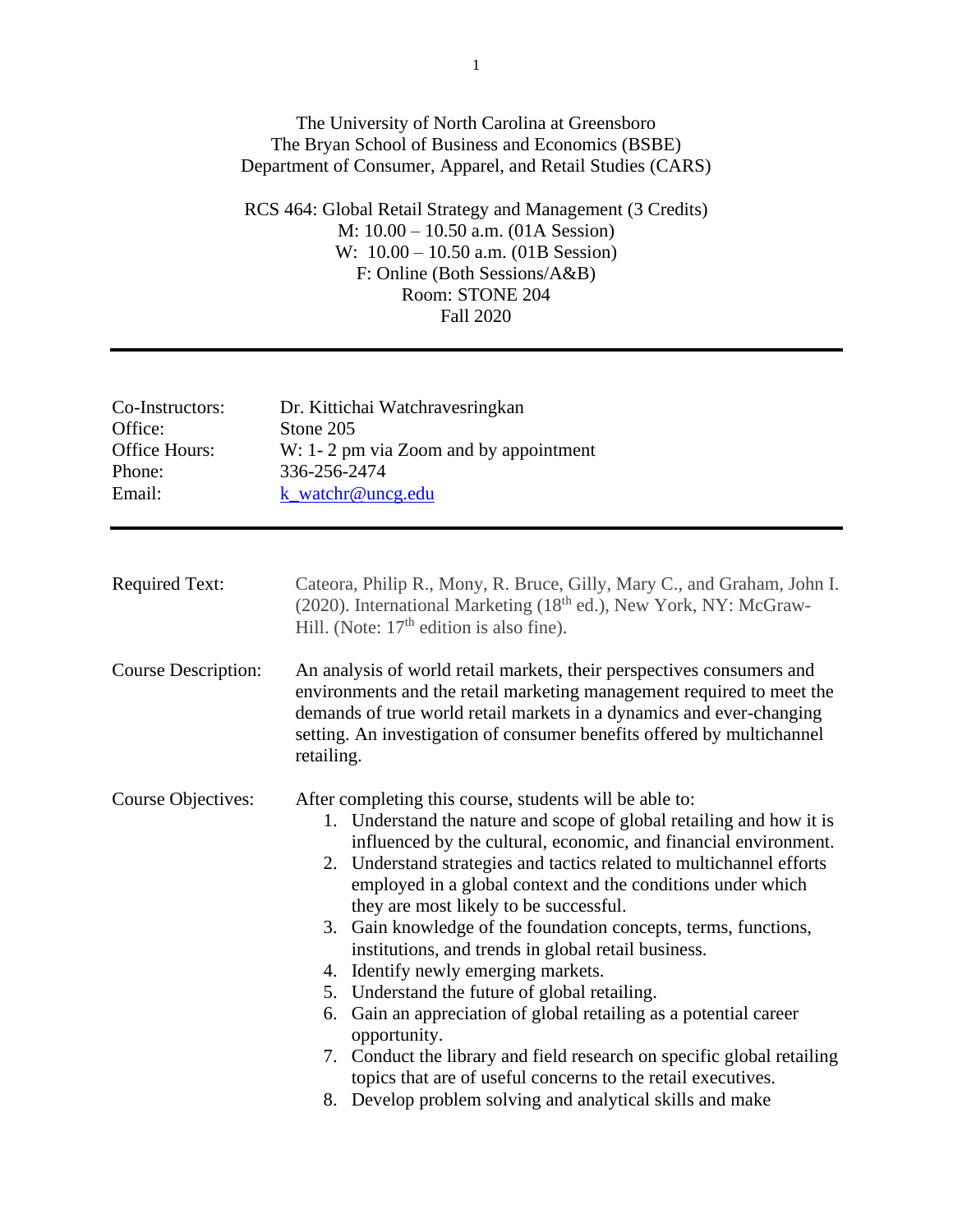The University of North Carolina at Greensboro
The Bryan School of Business and Economics (BSBE)
Department of Consumer, Apparel, and Retail Studies (CARS)

RCS 464: Global Retail Strategy and Management (3 Credits)
M: 10.00 – 10.50 a.m. (01A Session)
W: 10.00 – 10.50 a.m. (01B Session)
F: Online (Both Sessions/A&B)
Room: STONE 204
Fall 2020

---

| | |
|---|---|
| Co-Instructors: | Dr. Kittichai Watchravesringkan |
| Office: | Stone 205 |
| Office Hours: | W: 1- 2 pm via Zoom and by appointment |
| Phone: | 336-256-2474 |
| Email: | k_watchr@uncg.edu |

---

**Required Text:** Cateora, Philip R., Mony, R. Bruce, Gilly, Mary C., and Graham, John I. (2020). International Marketing (18th ed.), New York, NY: McGraw-Hill. (Note: 17th edition is also fine).

**Course Description:** An analysis of world retail markets, their perspectives consumers and environments and the retail marketing management required to meet the demands of true world retail markets in a dynamics and ever-changing setting. An investigation of consumer benefits offered by multichannel retailing.

**Course Objectives:** After completing this course, students will be able to:

1. Understand the nature and scope of global retailing and how it is influenced by the cultural, economic, and financial environment.
2. Understand strategies and tactics related to multichannel efforts employed in a global context and the conditions under which they are most likely to be successful.
3. Gain knowledge of the foundation concepts, terms, functions, institutions, and trends in global retail business.
4. Identify newly emerging markets.
5. Understand the future of global retailing.
6. Gain an appreciation of global retailing as a potential career opportunity.
7. Conduct the library and field research on specific global retailing topics that are of useful concerns to the retail executives.
8. Develop problem solving and analytical skills and make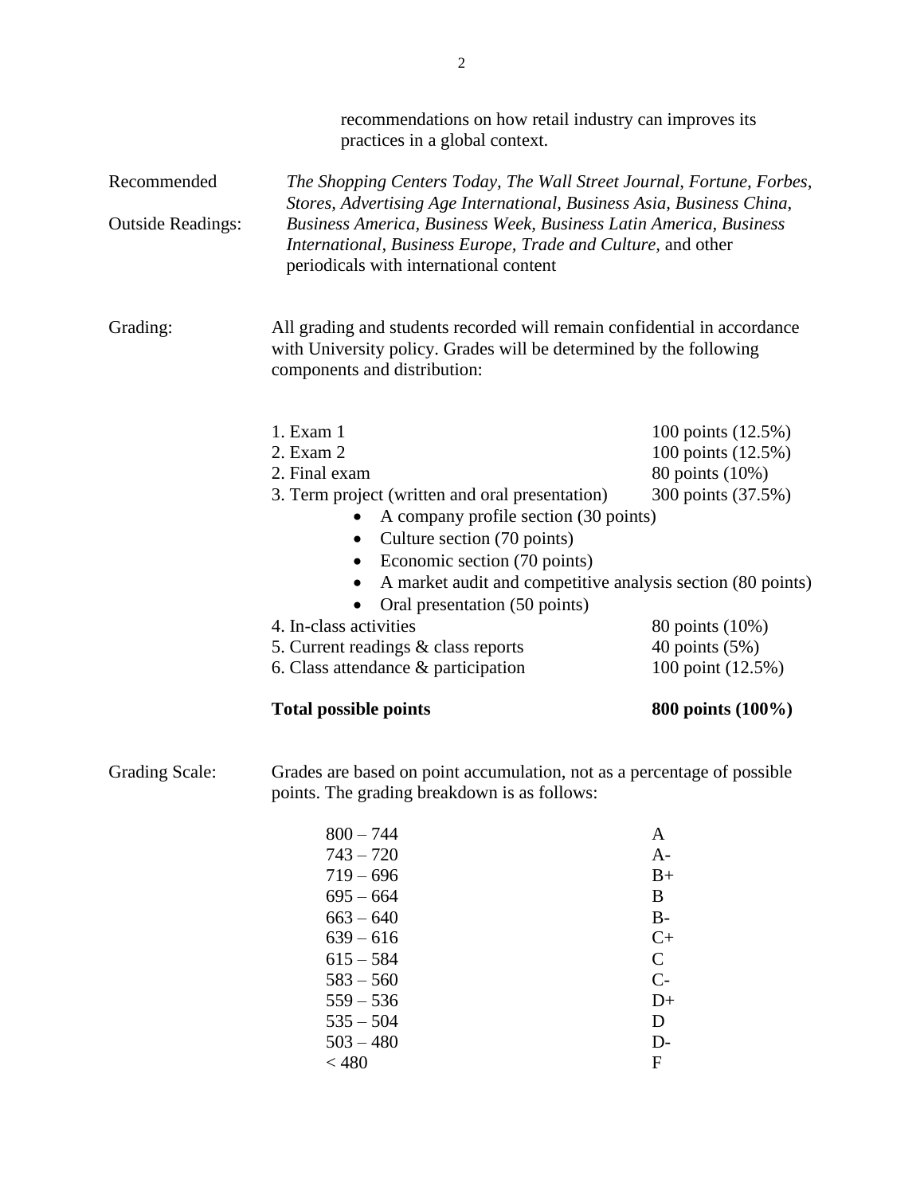recommendations on how retail industry can improves its practices in a global context.

Recommended Outside Readings: *The Shopping Centers Today, The Wall Street Journal, Fortune, Forbes, Stores, Advertising Age International, Business Asia, Business China, Business America, Business Week, Business Latin America, Business International, Business Europe, Trade and Culture,* and other periodicals with international content

Grading: All grading and students recorded will remain confidential in accordance with University policy. Grades will be determined by the following components and distribution:

1. Exam 1 — 100 points (12.5%)
2. Exam 2 — 100 points (12.5%)
2. Final exam — 80 points (10%)
3. Term project (written and oral presentation) — 300 points (37.5%)
   - A company profile section (30 points)
   - Culture section (70 points)
   - Economic section (70 points)
   - A market audit and competitive analysis section (80 points)
   - Oral presentation (50 points)
4. In-class activities — 80 points (10%)
5. Current readings & class reports — 40 points (5%)
6. Class attendance & participation — 100 point (12.5%)

**Total possible points — 800 points (100%)**

Grading Scale: Grades are based on point accumulation, not as a percentage of possible points. The grading breakdown is as follows:

| Points | Grade |
|---|---|
| 800 – 744 | A |
| 743 – 720 | A- |
| 719 – 696 | B+ |
| 695 – 664 | B |
| 663 – 640 | B- |
| 639 – 616 | C+ |
| 615 – 584 | C |
| 583 – 560 | C- |
| 559 – 536 | D+ |
| 535 – 504 | D |
| 503 – 480 | D- |
| < 480 | F |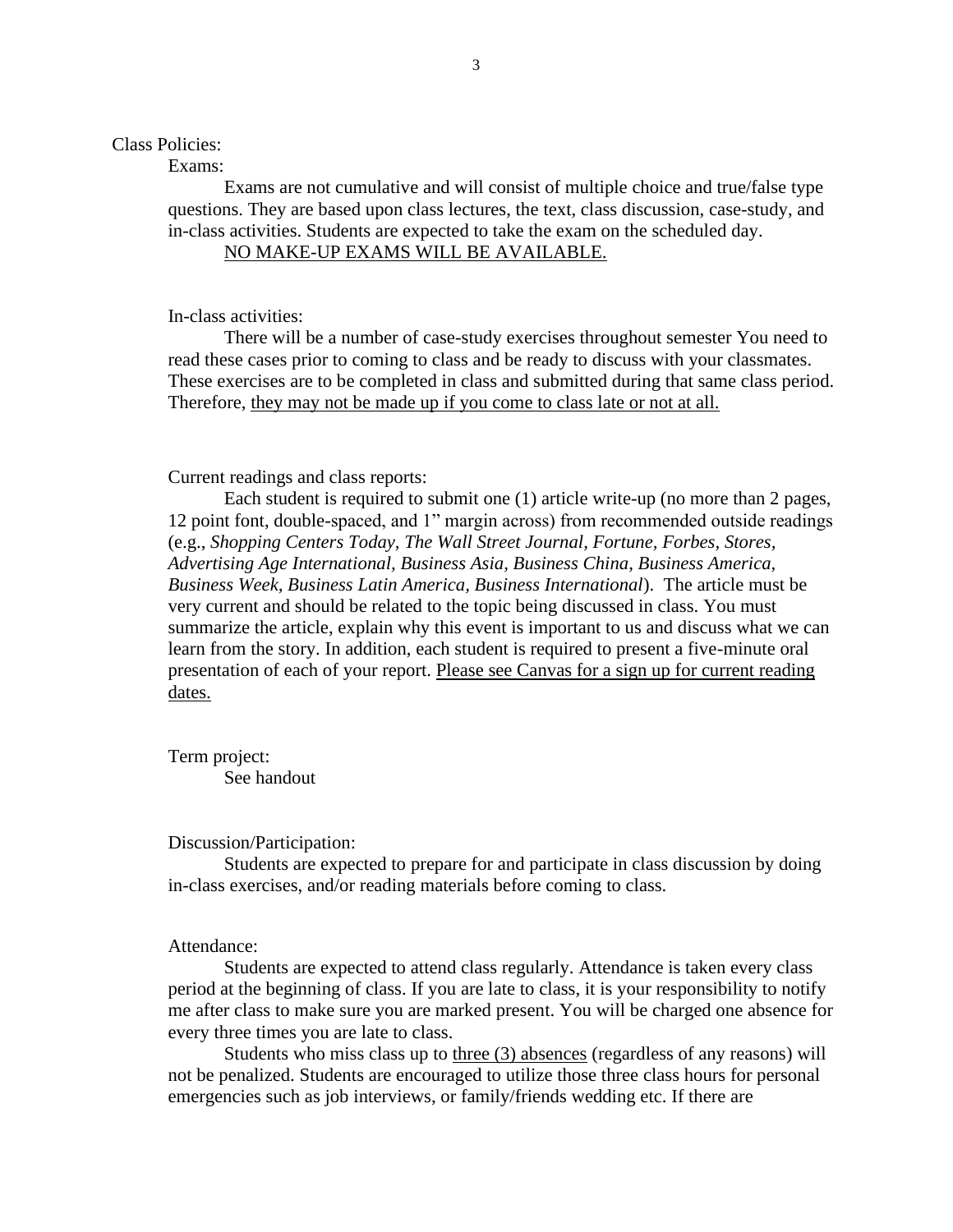Class Policies:

## Exams:

Exams are not cumulative and will consist of multiple choice and true/false type questions. They are based upon class lectures, the text, class discussion, case-study, and in-class activities. Students are expected to take the exam on the scheduled day.

<u>NO MAKE-UP EXAMS WILL BE AVAILABLE.</u>

## In-class activities:

There will be a number of case-study exercises throughout semester You need to read these cases prior to coming to class and be ready to discuss with your classmates. These exercises are to be completed in class and submitted during that same class period. Therefore, <u>they may not be made up if you come to class late or not at all.</u>

## Current readings and class reports:

Each student is required to submit one (1) article write-up (no more than 2 pages, 12 point font, double-spaced, and 1" margin across) from recommended outside readings (e.g., *Shopping Centers Today, The Wall Street Journal, Fortune, Forbes, Stores, Advertising Age International, Business Asia, Business China, Business America, Business Week, Business Latin America, Business International*). The article must be very current and should be related to the topic being discussed in class. You must summarize the article, explain why this event is important to us and discuss what we can learn from the story. In addition, each student is required to present a five-minute oral presentation of each of your report. <u>Please see Canvas for a sign up for current reading dates.</u>

## Term project:

See handout

## Discussion/Participation:

Students are expected to prepare for and participate in class discussion by doing in-class exercises, and/or reading materials before coming to class.

## Attendance:

Students are expected to attend class regularly. Attendance is taken every class period at the beginning of class. If you are late to class, it is your responsibility to notify me after class to make sure you are marked present. You will be charged one absence for every three times you are late to class.

Students who miss class up to <u>three (3) absences</u> (regardless of any reasons) will not be penalized. Students are encouraged to utilize those three class hours for personal emergencies such as job interviews, or family/friends wedding etc. If there are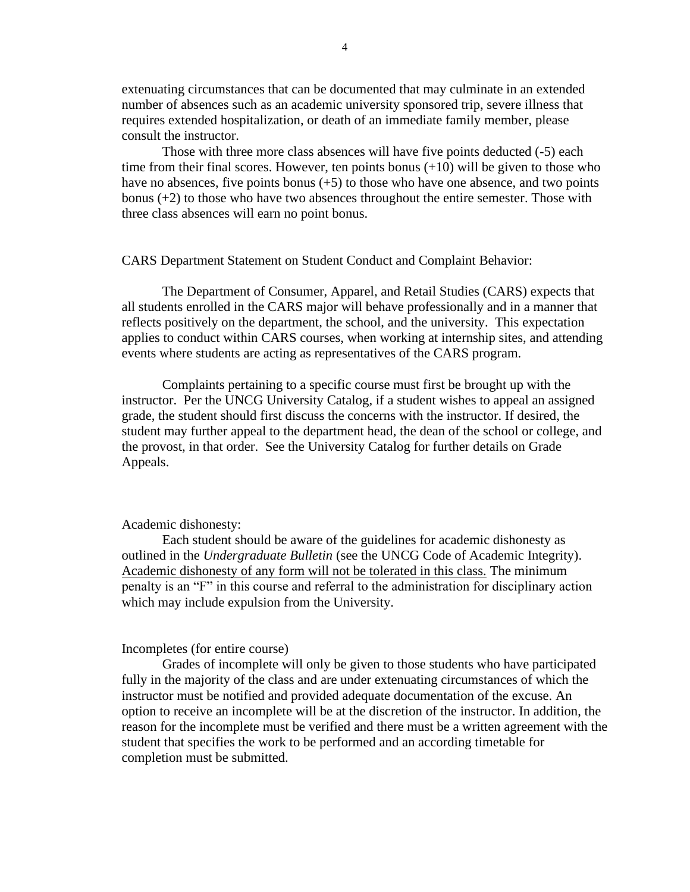extenuating circumstances that can be documented that may culminate in an extended number of absences such as an academic university sponsored trip, severe illness that requires extended hospitalization, or death of an immediate family member, please consult the instructor.

Those with three more class absences will have five points deducted (-5) each time from their final scores. However, ten points bonus (+10) will be given to those who have no absences, five points bonus (+5) to those who have one absence, and two points bonus (+2) to those who have two absences throughout the entire semester. Those with three class absences will earn no point bonus.

CARS Department Statement on Student Conduct and Complaint Behavior:

The Department of Consumer, Apparel, and Retail Studies (CARS) expects that all students enrolled in the CARS major will behave professionally and in a manner that reflects positively on the department, the school, and the university. This expectation applies to conduct within CARS courses, when working at internship sites, and attending events where students are acting as representatives of the CARS program.

Complaints pertaining to a specific course must first be brought up with the instructor. Per the UNCG University Catalog, if a student wishes to appeal an assigned grade, the student should first discuss the concerns with the instructor. If desired, the student may further appeal to the department head, the dean of the school or college, and the provost, in that order. See the University Catalog for further details on Grade Appeals.

Academic dishonesty:

Each student should be aware of the guidelines for academic dishonesty as outlined in the *Undergraduate Bulletin* (see the UNCG Code of Academic Integrity). <u>Academic dishonesty of any form will not be tolerated in this class.</u> The minimum penalty is an "F" in this course and referral to the administration for disciplinary action which may include expulsion from the University.

Incompletes (for entire course)

Grades of incomplete will only be given to those students who have participated fully in the majority of the class and are under extenuating circumstances of which the instructor must be notified and provided adequate documentation of the excuse. An option to receive an incomplete will be at the discretion of the instructor. In addition, the reason for the incomplete must be verified and there must be a written agreement with the student that specifies the work to be performed and an according timetable for completion must be submitted.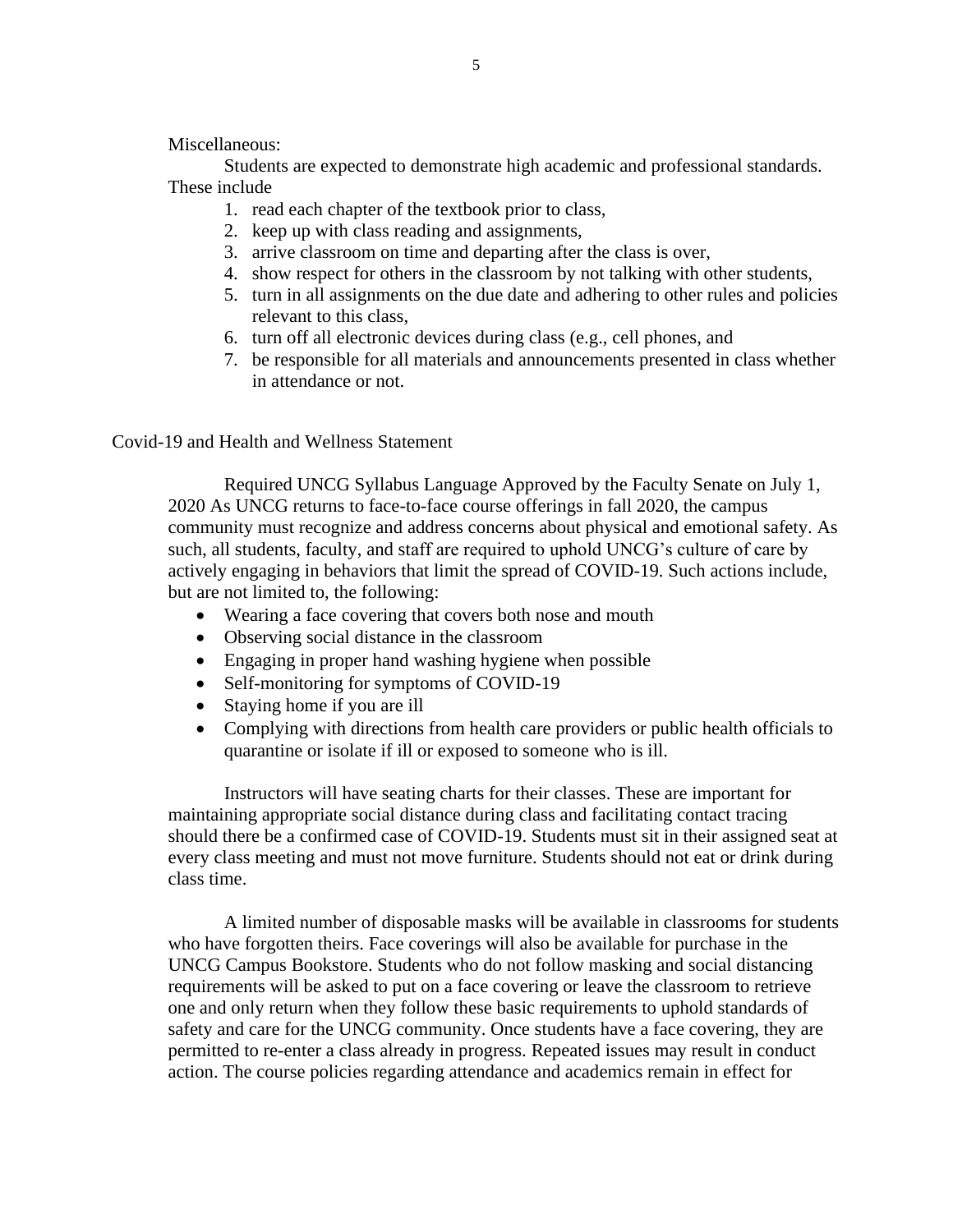Miscellaneous:

Students are expected to demonstrate high academic and professional standards. These include

1. read each chapter of the textbook prior to class,
2. keep up with class reading and assignments,
3. arrive classroom on time and departing after the class is over,
4. show respect for others in the classroom by not talking with other students,
5. turn in all assignments on the due date and adhering to other rules and policies relevant to this class,
6. turn off all electronic devices during class (e.g., cell phones, and
7. be responsible for all materials and announcements presented in class whether in attendance or not.

Covid-19 and Health and Wellness Statement

Required UNCG Syllabus Language Approved by the Faculty Senate on July 1, 2020 As UNCG returns to face-to-face course offerings in fall 2020, the campus community must recognize and address concerns about physical and emotional safety. As such, all students, faculty, and staff are required to uphold UNCG's culture of care by actively engaging in behaviors that limit the spread of COVID-19. Such actions include, but are not limited to, the following:

- Wearing a face covering that covers both nose and mouth
- Observing social distance in the classroom
- Engaging in proper hand washing hygiene when possible
- Self-monitoring for symptoms of COVID-19
- Staying home if you are ill
- Complying with directions from health care providers or public health officials to quarantine or isolate if ill or exposed to someone who is ill.

Instructors will have seating charts for their classes. These are important for maintaining appropriate social distance during class and facilitating contact tracing should there be a confirmed case of COVID-19. Students must sit in their assigned seat at every class meeting and must not move furniture. Students should not eat or drink during class time.

A limited number of disposable masks will be available in classrooms for students who have forgotten theirs. Face coverings will also be available for purchase in the UNCG Campus Bookstore. Students who do not follow masking and social distancing requirements will be asked to put on a face covering or leave the classroom to retrieve one and only return when they follow these basic requirements to uphold standards of safety and care for the UNCG community. Once students have a face covering, they are permitted to re-enter a class already in progress. Repeated issues may result in conduct action. The course policies regarding attendance and academics remain in effect for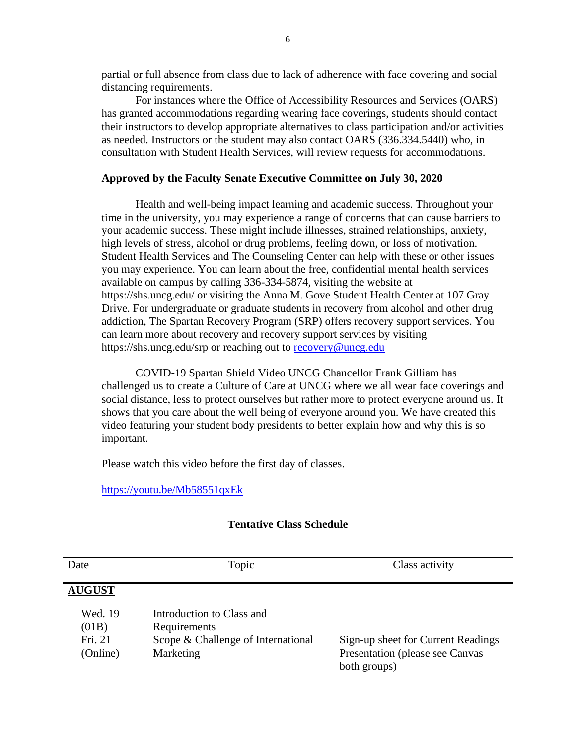partial or full absence from class due to lack of adherence with face covering and social distancing requirements.

For instances where the Office of Accessibility Resources and Services (OARS) has granted accommodations regarding wearing face coverings, students should contact their instructors to develop appropriate alternatives to class participation and/or activities as needed. Instructors or the student may also contact OARS (336.334.5440) who, in consultation with Student Health Services, will review requests for accommodations.

**Approved by the Faculty Senate Executive Committee on July 30, 2020**

Health and well-being impact learning and academic success. Throughout your time in the university, you may experience a range of concerns that can cause barriers to your academic success. These might include illnesses, strained relationships, anxiety, high levels of stress, alcohol or drug problems, feeling down, or loss of motivation. Student Health Services and The Counseling Center can help with these or other issues you may experience. You can learn about the free, confidential mental health services available on campus by calling 336-334-5874, visiting the website at https://shs.uncg.edu/ or visiting the Anna M. Gove Student Health Center at 107 Gray Drive. For undergraduate or graduate students in recovery from alcohol and other drug addiction, The Spartan Recovery Program (SRP) offers recovery support services. You can learn more about recovery and recovery support services by visiting https://shs.uncg.edu/srp or reaching out to recovery@uncg.edu

COVID-19 Spartan Shield Video UNCG Chancellor Frank Gilliam has challenged us to create a Culture of Care at UNCG where we all wear face coverings and social distance, less to protect ourselves but rather more to protect everyone around us. It shows that you care about the well being of everyone around you. We have created this video featuring your student body presidents to better explain how and why this is so important.

Please watch this video before the first day of classes.

https://youtu.be/Mb58551qxEk

## Tentative Class Schedule

| Date | Topic | Class activity |
|---|---|---|
| **AUGUST** | | |
| Wed. 19 (01B) | Introduction to Class and Requirements | |
| Fri. 21 (Online) | Scope & Challenge of International Marketing | Sign-up sheet for Current Readings Presentation (please see Canvas – both groups) |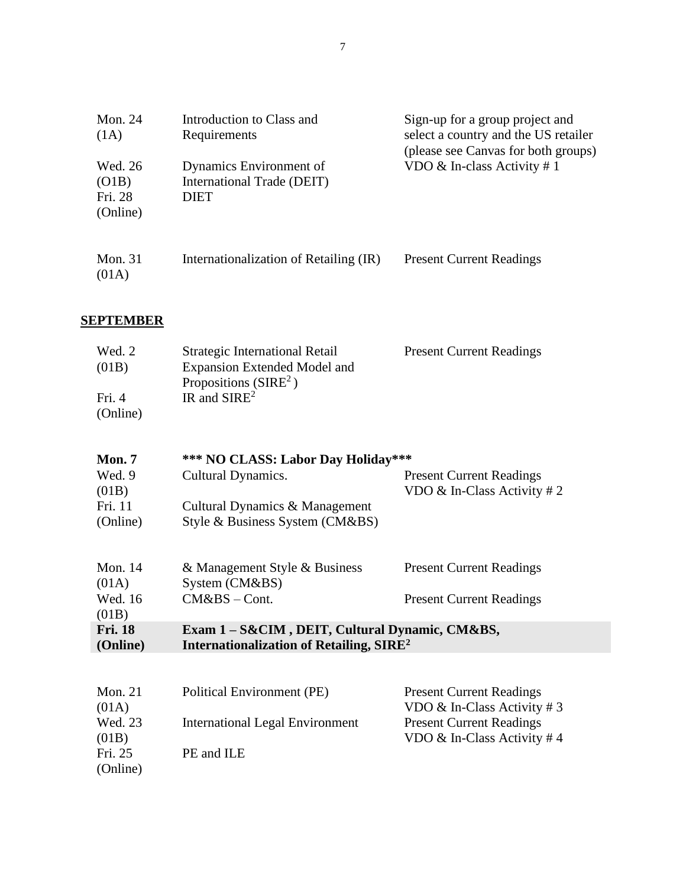| | | |
|---|---|---|
| Mon. 24 (1A) | Introduction to Class and Requirements | Sign-up for a group project and select a country and the US retailer (please see Canvas for both groups) |
| Wed. 26 (O1B) | Dynamics Environment of International Trade (DEIT) | VDO & In-class Activity # 1 |
| Fri. 28 (Online) | DIET | |
| Mon. 31 (01A) | Internationalization of Retailing (IR) | Present Current Readings |

**SEPTEMBER**

| | | |
|---|---|---|
| Wed. 2 (01B) | Strategic International Retail Expansion Extended Model and Propositions ($SIRE^2$) | Present Current Readings |
| Fri. 4 (Online) | IR and $SIRE^2$ | |
| **Mon. 7** | **\*\*\* NO CLASS: Labor Day Holiday\*\*\*** | |
| Wed. 9 (01B) | Cultural Dynamics. | Present Current Readings<br>VDO & In-Class Activity # 2 |
| Fri. 11 (Online) | Cultural Dynamics & Management Style & Business System (CM&BS) | |
| Mon. 14 (01A) | & Management Style & Business System (CM&BS) | Present Current Readings |
| Wed. 16 (01B) | CM&BS – Cont. | Present Current Readings |
| **Fri. 18 (Online)** | **Exam 1 – S&CIM , DEIT, Cultural Dynamic, CM&BS, Internationalization of Retailing, $SIRE^2$** | |
| Mon. 21 (01A) | Political Environment (PE) | Present Current Readings<br>VDO & In-Class Activity # 3 |
| Wed. 23 (01B) | International Legal Environment | Present Current Readings<br>VDO & In-Class Activity # 4 |
| Fri. 25 (Online) | PE and ILE | |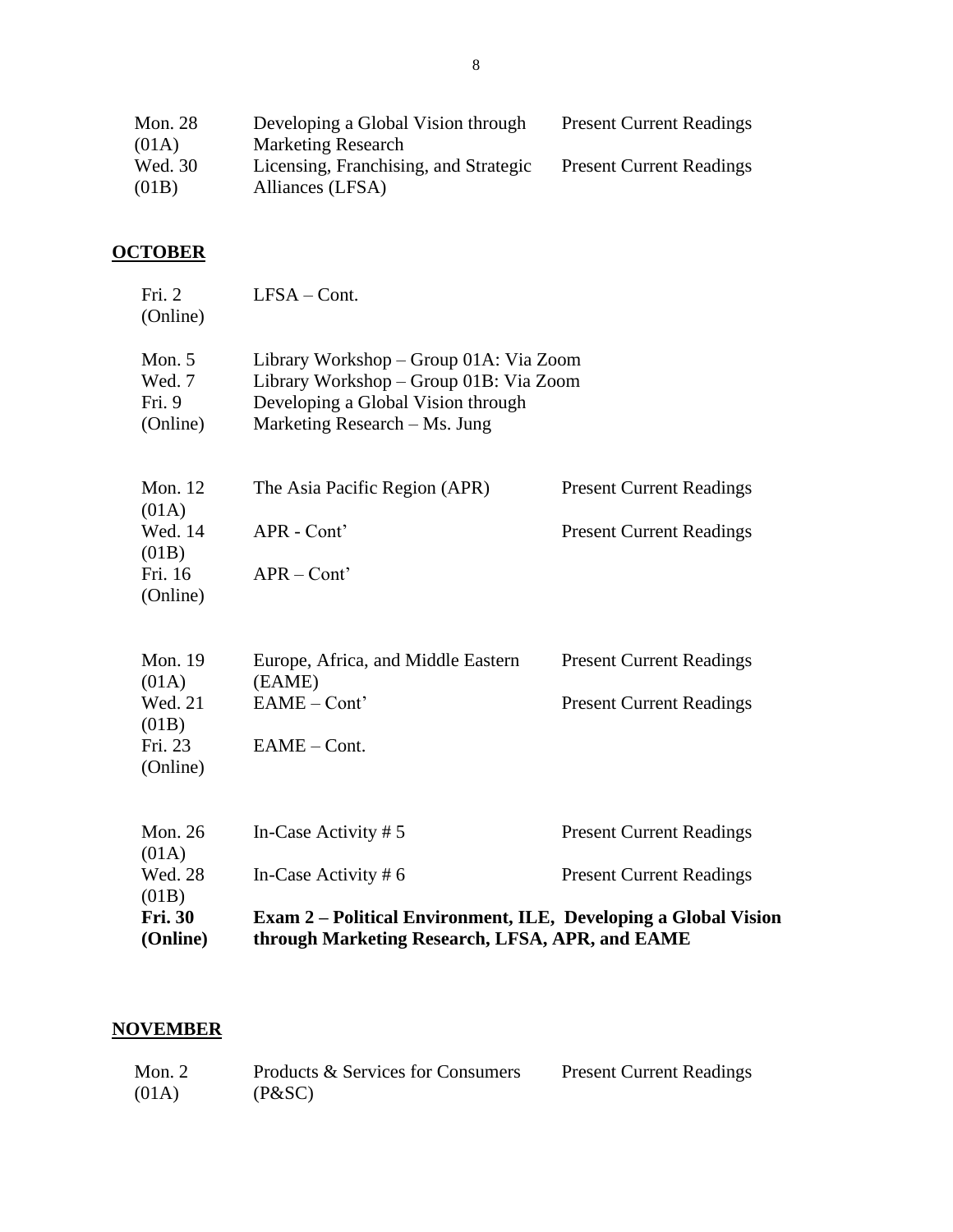| | | |
|---|---|---|
| Mon. 28 (01A) | Developing a Global Vision through Marketing Research | Present Current Readings |
| Wed. 30 (01B) | Licensing, Franchising, and Strategic Alliances (LFSA) | Present Current Readings |

**OCTOBER**

| | | |
|---|---|---|
| Fri. 2 (Online) | LFSA – Cont. | |
| Mon. 5 | Library Workshop – Group 01A: Via Zoom | |
| Wed. 7 | Library Workshop – Group 01B: Via Zoom | |
| Fri. 9 (Online) | Developing a Global Vision through Marketing Research – Ms. Jung | |
| Mon. 12 (01A) | The Asia Pacific Region (APR) | Present Current Readings |
| Wed. 14 (01B) | APR - Cont' | Present Current Readings |
| Fri. 16 (Online) | APR – Cont' | |
| Mon. 19 (01A) | Europe, Africa, and Middle Eastern (EAME) | Present Current Readings |
| Wed. 21 (01B) | EAME – Cont' | Present Current Readings |
| Fri. 23 (Online) | EAME – Cont. | |
| Mon. 26 (01A) | In-Case Activity # 5 | Present Current Readings |
| Wed. 28 (01B) | In-Case Activity # 6 | Present Current Readings |
| **Fri. 30 (Online)** | **Exam 2 – Political Environment, ILE, Developing a Global Vision through Marketing Research, LFSA, APR, and EAME** | |

**NOVEMBER**

| | | |
|---|---|---|
| Mon. 2 (01A) | Products & Services for Consumers (P&SC) | Present Current Readings |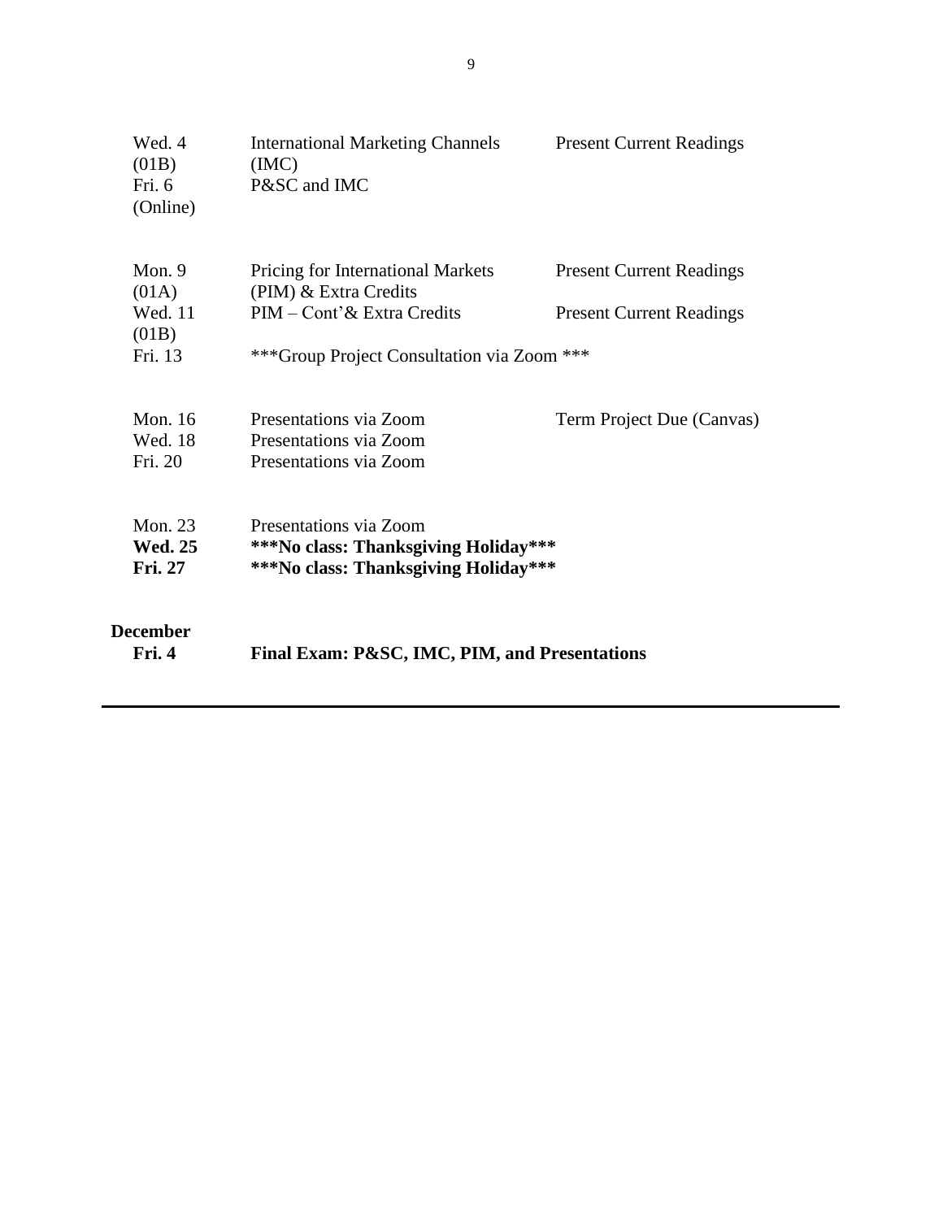| | | |
|---|---|---|
| Wed. 4 (01B) | International Marketing Channels (IMC) | Present Current Readings |
| Fri. 6 (Online) | P&SC and IMC | |
| | | |
| Mon. 9 (01A) | Pricing for International Markets (PIM) & Extra Credits | Present Current Readings |
| Wed. 11 (01B) | PIM – Cont'& Extra Credits | Present Current Readings |
| Fri. 13 | ***Group Project Consultation via Zoom *** | |
| | | |
| Mon. 16 | Presentations via Zoom | Term Project Due (Canvas) |
| Wed. 18 | Presentations via Zoom | |
| Fri. 20 | Presentations via Zoom | |
| | | |
| Mon. 23 | Presentations via Zoom | |
| **Wed. 25** | **\*\*\*No class: Thanksgiving Holiday\*\*\*** | |
| **Fri. 27** | **\*\*\*No class: Thanksgiving Holiday\*\*\*** | |
| | | |
| **December** | | |
| **Fri. 4** | **Final Exam: P&SC, IMC, PIM, and Presentations** | |